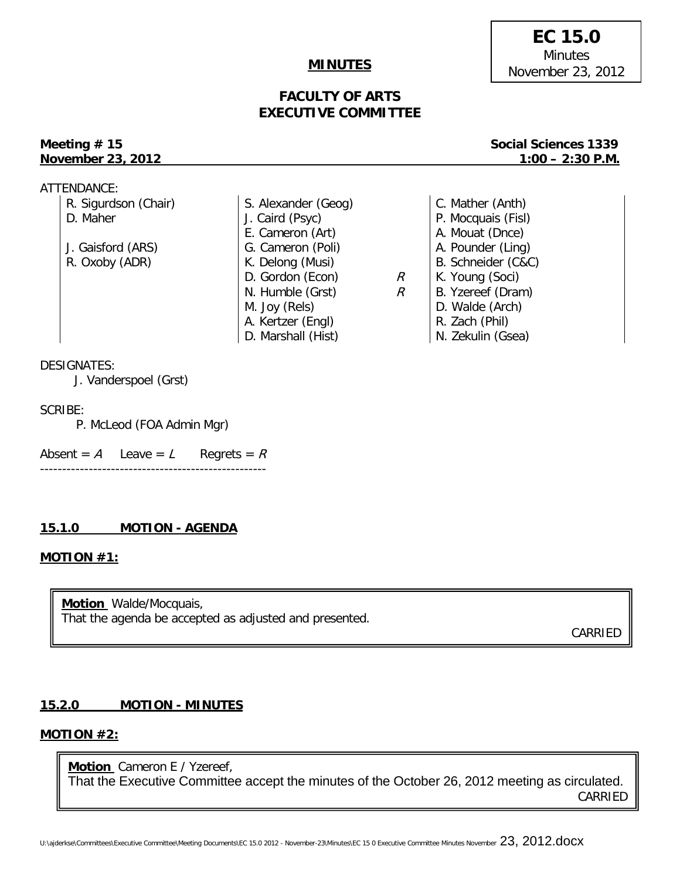**EC 15.0**
Minutes
November 23, 2012

**MINUTES**

## FACULTY OF ARTS
## EXECUTIVE COMMITTEE

**Meeting # 15** — **Social Sciences 1339**
**November 23, 2012** — **1:00 – 2:30 P.M.**

ATTENDANCE:

| | | | |
|---|---|---|---|
| R. Sigurdson (Chair) | S. Alexander (Geog) | | C. Mather (Anth) |
| D. Maher | J. Caird (Psyc) | | P. Mocquais (Fisl) |
| | E. Cameron (Art) | | A. Mouat (Dnce) |
| J. Gaisford (ARS) | G. Cameron (Poli) | | A. Pounder (Ling) |
| R. Oxoby (ADR) | K. Delong (Musi) | | B. Schneider (C&C) |
| | D. Gordon (Econ) | *R* | K. Young (Soci) |
| | N. Humble (Grst) | *R* | B. Yzereef (Dram) |
| | M. Joy (Rels) | | D. Walde (Arch) |
| | A. Kertzer (Engl) | | R. Zach (Phil) |
| | D. Marshall (Hist) | | N. Zekulin (Gsea) |

DESIGNATES:
J. Vanderspoel (Grst)

SCRIBE:
P. McLeod (FOA Admin Mgr)

Absent = *A* Leave = *L* Regrets = *R*

---

### 15.1.0 MOTION - AGENDA

**MOTION #1:**

> **Motion** Walde/Mocquais,
> That the agenda be accepted as adjusted and presented.
>
> CARRIED

### 15.2.0 MOTION - MINUTES

**MOTION #2:**

> **Motion** Cameron E / Yzereef,
> That the Executive Committee accept the minutes of the October 26, 2012 meeting as circulated.
>
> CARRIED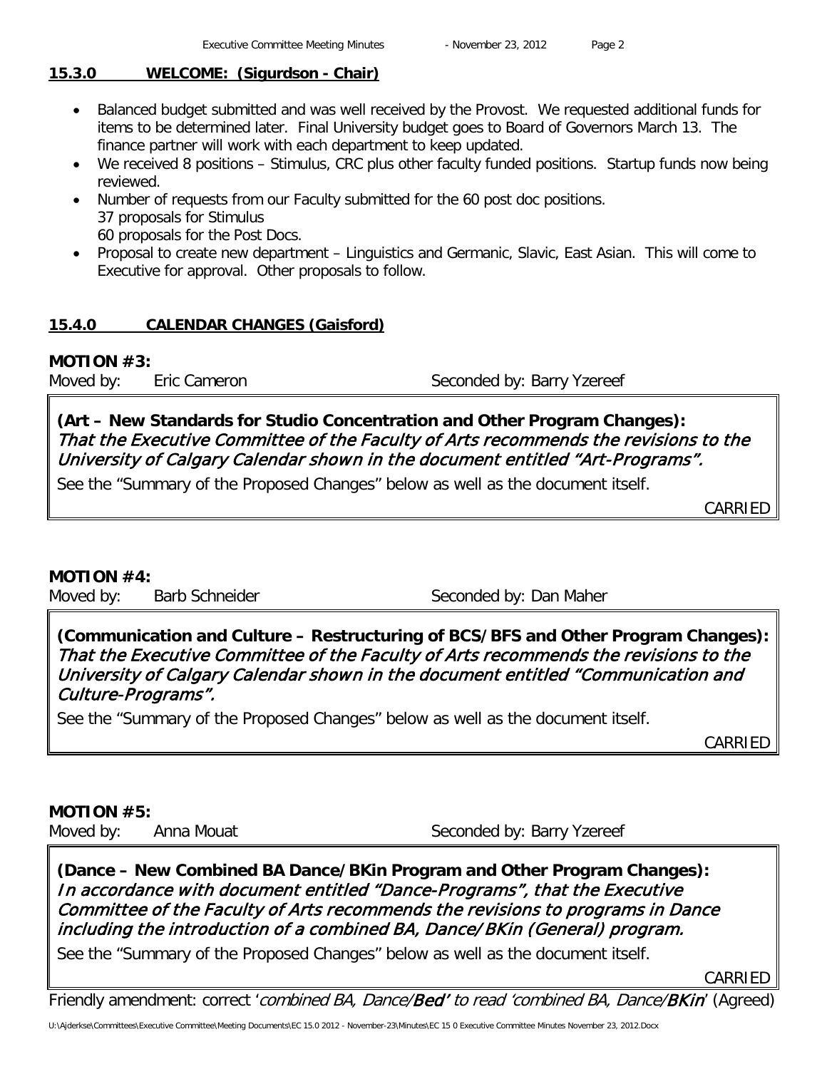## 15.3.0 WELCOME: (Sigurdson - Chair)

- Balanced budget submitted and was well received by the Provost. We requested additional funds for items to be determined later. Final University budget goes to Board of Governors March 13. The finance partner will work with each department to keep updated.
- We received 8 positions – Stimulus, CRC plus other faculty funded positions. Startup funds now being reviewed.
- Number of requests from our Faculty submitted for the 60 post doc positions.
  37 proposals for Stimulus
  60 proposals for the Post Docs.
- Proposal to create new department – Linguistics and Germanic, Slavic, East Asian. This will come to Executive for approval. Other proposals to follow.

## 15.4.0 CALENDAR CHANGES (Gaisford)

**MOTION #3:**

Moved by: Eric Cameron Seconded by: Barry Yzereef

**(Art – New Standards for Studio Concentration and Other Program Changes):**
*That the Executive Committee of the Faculty of Arts recommends the revisions to the University of Calgary Calendar shown in the document entitled "Art-Programs".*

See the "Summary of the Proposed Changes" below as well as the document itself.

CARRIED

**MOTION #4:**

Moved by: Barb Schneider Seconded by: Dan Maher

**(Communication and Culture – Restructuring of BCS/BFS and Other Program Changes):**
*That the Executive Committee of the Faculty of Arts recommends the revisions to the University of Calgary Calendar shown in the document entitled "Communication and Culture-Programs".*

See the "Summary of the Proposed Changes" below as well as the document itself.

CARRIED

**MOTION #5:**

Moved by: Anna Mouat Seconded by: Barry Yzereef

**(Dance – New Combined BA Dance/BKin Program and Other Program Changes):**
*In accordance with document entitled "Dance-Programs", that the Executive Committee of the Faculty of Arts recommends the revisions to programs in Dance including the introduction of a combined BA, Dance/BKin (General) program.*

See the "Summary of the Proposed Changes" below as well as the document itself.

CARRIED

Friendly amendment: correct '*combined BA, Dance/**Bed**'* to read '*combined BA, Dance/**BKin***' (Agreed)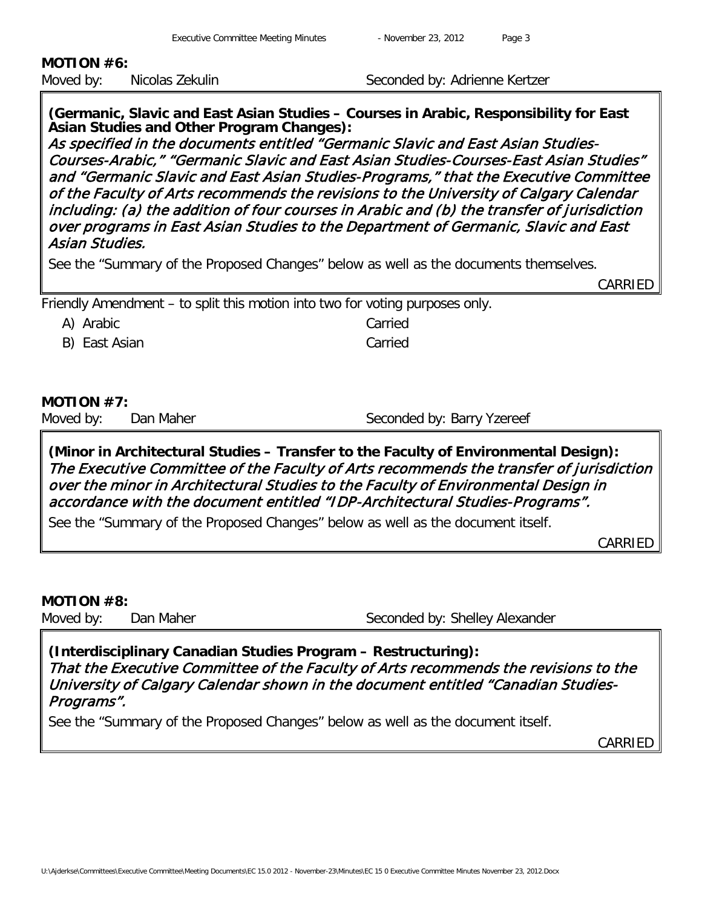**MOTION #6:**

Moved by: Nicolas Zekulin Seconded by: Adrienne Kertzer

**(Germanic, Slavic and East Asian Studies – Courses in Arabic, Responsibility for East Asian Studies and Other Program Changes):**
*As specified in the documents entitled "Germanic Slavic and East Asian Studies-Courses-Arabic," "Germanic Slavic and East Asian Studies-Courses-East Asian Studies" and "Germanic Slavic and East Asian Studies-Programs," that the Executive Committee of the Faculty of Arts recommends the revisions to the University of Calgary Calendar including: (a) the addition of four courses in Arabic and (b) the transfer of jurisdiction over programs in East Asian Studies to the Department of Germanic, Slavic and East Asian Studies.*

See the "Summary of the Proposed Changes" below as well as the documents themselves.

CARRIED

Friendly Amendment – to split this motion into two for voting purposes only.

A) Arabic Carried

B) East Asian Carried

**MOTION #7:**

Moved by: Dan Maher Seconded by: Barry Yzereef

**(Minor in Architectural Studies – Transfer to the Faculty of Environmental Design):**
*The Executive Committee of the Faculty of Arts recommends the transfer of jurisdiction over the minor in Architectural Studies to the Faculty of Environmental Design in accordance with the document entitled "IDP-Architectural Studies-Programs".*

See the "Summary of the Proposed Changes" below as well as the document itself.

CARRIED

**MOTION #8:**

Moved by: Dan Maher Seconded by: Shelley Alexander

**(Interdisciplinary Canadian Studies Program – Restructuring):**
*That the Executive Committee of the Faculty of Arts recommends the revisions to the University of Calgary Calendar shown in the document entitled "Canadian Studies-Programs".*

See the "Summary of the Proposed Changes" below as well as the document itself.

CARRIED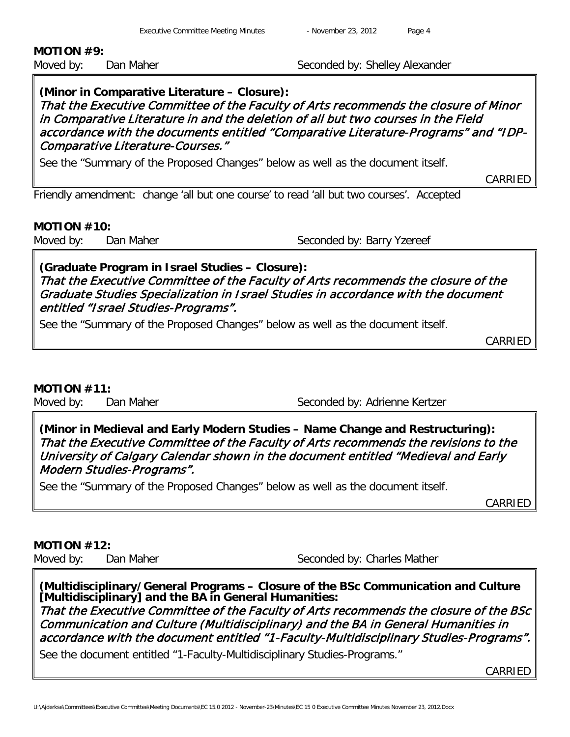**MOTION #9:**

Moved by: Dan Maher Seconded by: Shelley Alexander

**(Minor in Comparative Literature – Closure):**

*That the Executive Committee of the Faculty of Arts recommends the closure of Minor in Comparative Literature in and the deletion of all but two courses in the Field accordance with the documents entitled "Comparative Literature-Programs" and "IDP-Comparative Literature-Courses."*

See the "Summary of the Proposed Changes" below as well as the document itself.

CARRIED

Friendly amendment: change 'all but one course' to read 'all but two courses'. Accepted

**MOTION #10:**

Moved by: Dan Maher Seconded by: Barry Yzereef

**(Graduate Program in Israel Studies – Closure):**

*That the Executive Committee of the Faculty of Arts recommends the closure of the Graduate Studies Specialization in Israel Studies in accordance with the document entitled "Israel Studies-Programs".*

See the "Summary of the Proposed Changes" below as well as the document itself.

CARRIED

**MOTION #11:**

Moved by: Dan Maher Seconded by: Adrienne Kertzer

**(Minor in Medieval and Early Modern Studies – Name Change and Restructuring):**

*That the Executive Committee of the Faculty of Arts recommends the revisions to the University of Calgary Calendar shown in the document entitled "Medieval and Early Modern Studies-Programs".*

See the "Summary of the Proposed Changes" below as well as the document itself.

CARRIED

**MOTION #12:**

Moved by: Dan Maher Seconded by: Charles Mather

**(Multidisciplinary/General Programs – Closure of the BSc Communication and Culture [Multidisciplinary] and the BA in General Humanities:**

*That the Executive Committee of the Faculty of Arts recommends the closure of the BSc Communication and Culture (Multidisciplinary) and the BA in General Humanities in accordance with the document entitled "1-Faculty-Multidisciplinary Studies-Programs".*

See the document entitled "1-Faculty-Multidisciplinary Studies-Programs."

CARRIED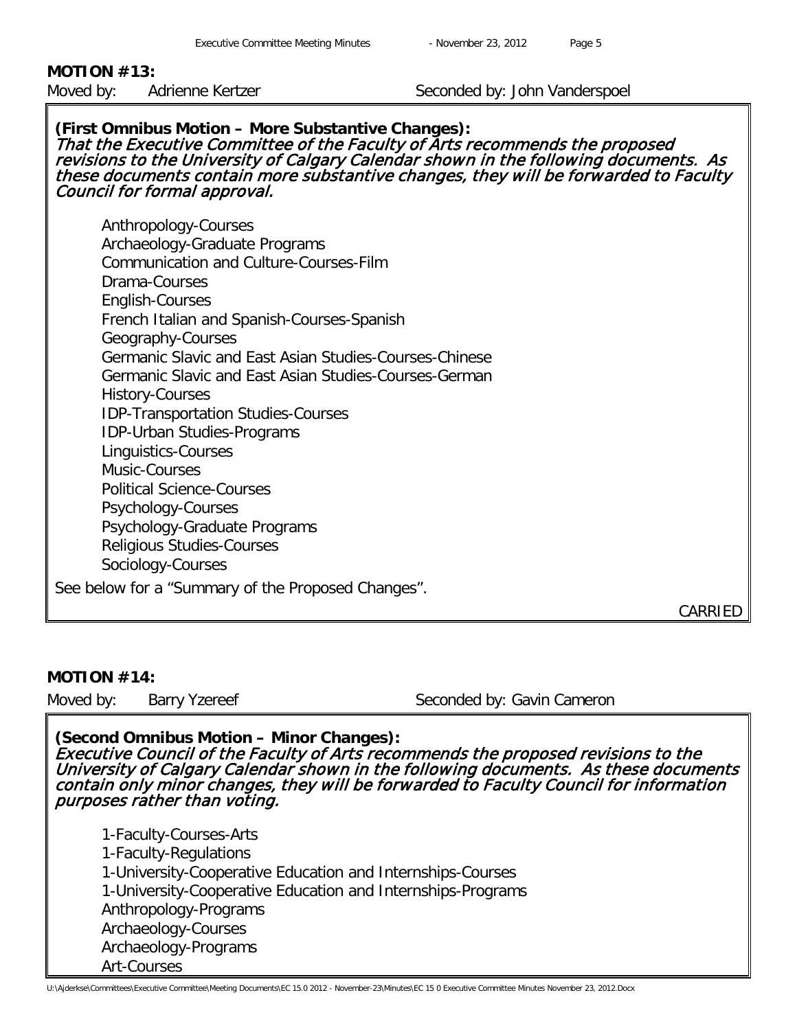**MOTION #13:**

Moved by: Adrienne Kertzer Seconded by: John Vanderspoel

**(First Omnibus Motion – More Substantive Changes):**
***That the Executive Committee of the Faculty of Arts recommends the proposed revisions to the University of Calgary Calendar shown in the following documents. As these documents contain more substantive changes, they will be forwarded to Faculty Council for formal approval.***

- Anthropology-Courses
- Archaeology-Graduate Programs
- Communication and Culture-Courses-Film
- Drama-Courses
- English-Courses
- French Italian and Spanish-Courses-Spanish
- Geography-Courses
- Germanic Slavic and East Asian Studies-Courses-Chinese
- Germanic Slavic and East Asian Studies-Courses-German
- History-Courses
- IDP-Transportation Studies-Courses
- IDP-Urban Studies-Programs
- Linguistics-Courses
- Music-Courses
- Political Science-Courses
- Psychology-Courses
- Psychology-Graduate Programs
- Religious Studies-Courses
- Sociology-Courses

See below for a "Summary of the Proposed Changes".

CARRIED

**MOTION #14:**

Moved by: Barry Yzereef Seconded by: Gavin Cameron

**(Second Omnibus Motion – Minor Changes):**
***Executive Council of the Faculty of Arts recommends the proposed revisions to the University of Calgary Calendar shown in the following documents. As these documents contain only minor changes, they will be forwarded to Faculty Council for information purposes rather than voting.***

- 1-Faculty-Courses-Arts
- 1-Faculty-Regulations
- 1-University-Cooperative Education and Internships-Courses
- 1-University-Cooperative Education and Internships-Programs
- Anthropology-Programs
- Archaeology-Courses
- Archaeology-Programs
- Art-Courses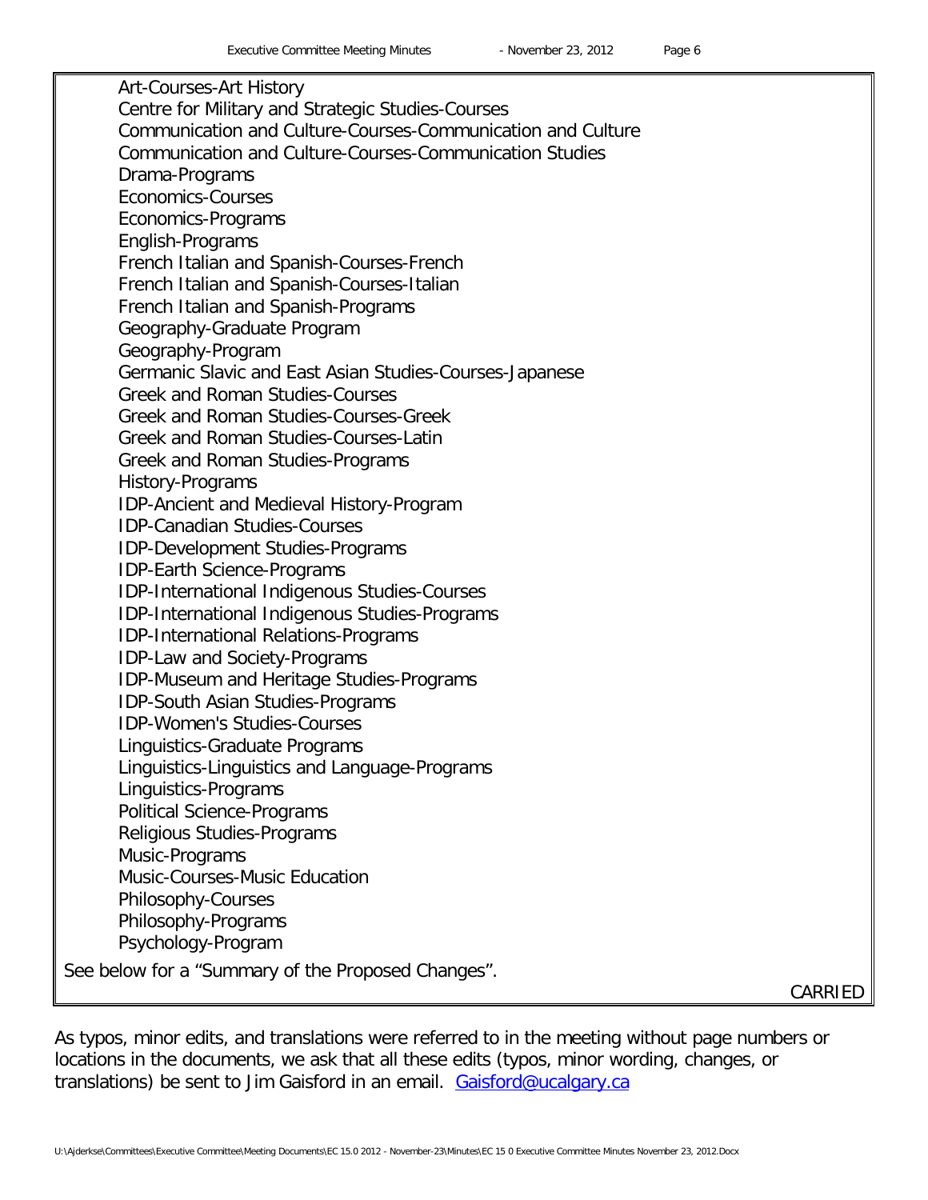Art-Courses-Art History
Centre for Military and Strategic Studies-Courses
Communication and Culture-Courses-Communication and Culture
Communication and Culture-Courses-Communication Studies
Drama-Programs
Economics-Courses
Economics-Programs
English-Programs
French Italian and Spanish-Courses-French
French Italian and Spanish-Courses-Italian
French Italian and Spanish-Programs
Geography-Graduate Program
Geography-Program
Germanic Slavic and East Asian Studies-Courses-Japanese
Greek and Roman Studies-Courses
Greek and Roman Studies-Courses-Greek
Greek and Roman Studies-Courses-Latin
Greek and Roman Studies-Programs
History-Programs
IDP-Ancient and Medieval History-Program
IDP-Canadian Studies-Courses
IDP-Development Studies-Programs
IDP-Earth Science-Programs
IDP-International Indigenous Studies-Courses
IDP-International Indigenous Studies-Programs
IDP-International Relations-Programs
IDP-Law and Society-Programs
IDP-Museum and Heritage Studies-Programs
IDP-South Asian Studies-Programs
IDP-Women's Studies-Courses
Linguistics-Graduate Programs
Linguistics-Linguistics and Language-Programs
Linguistics-Programs
Political Science-Programs
Religious Studies-Programs
Music-Programs
Music-Courses-Music Education
Philosophy-Courses
Philosophy-Programs
Psychology-Program

See below for a "Summary of the Proposed Changes".

CARRIED

As typos, minor edits, and translations were referred to in the meeting without page numbers or locations in the documents, we ask that all these edits (typos, minor wording, changes, or translations) be sent to Jim Gaisford in an email. Gaisford@ucalgary.ca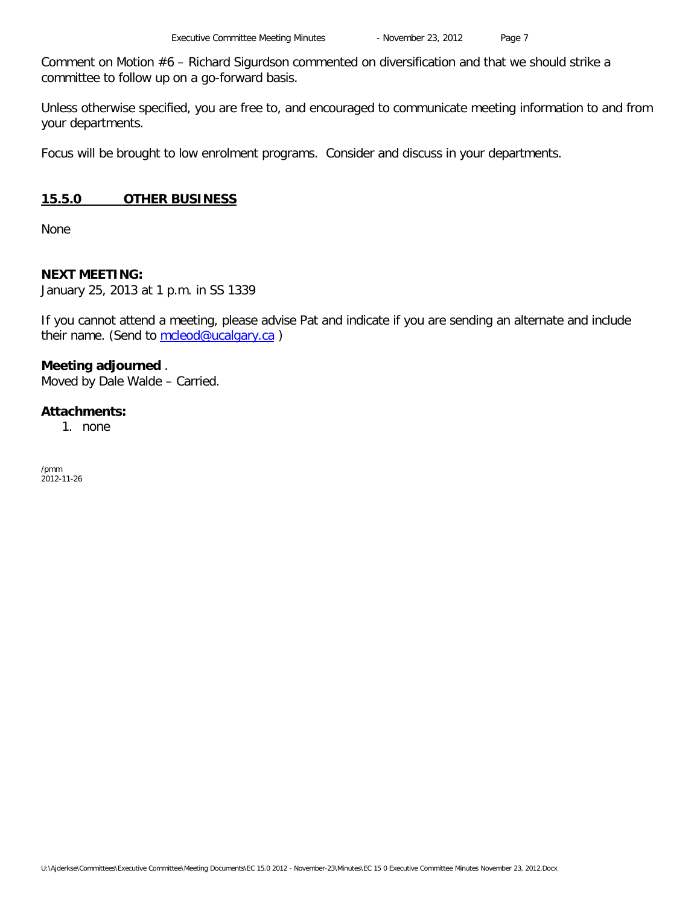Comment on Motion #6 – Richard Sigurdson commented on diversification and that we should strike a committee to follow up on a go-forward basis.

Unless otherwise specified, you are free to, and encouraged to communicate meeting information to and from your departments.

Focus will be brought to low enrolment programs. Consider and discuss in your departments.

## 15.5.0 OTHER BUSINESS

None

**NEXT MEETING:**
January 25, 2013 at 1 p.m. in SS 1339

If you cannot attend a meeting, please advise Pat and indicate if you are sending an alternate and include their name. (Send to mcleod@ucalgary.ca )

**Meeting adjourned** .
Moved by Dale Walde – Carried.

**Attachments:**

1. none

/pmm
2012-11-26

U:\Ajderkse\Committees\Executive Committee\Meeting Documents\EC 15.0 2012 - November-23\Minutes\EC 15 0 Executive Committee Minutes November 23, 2012.Docx